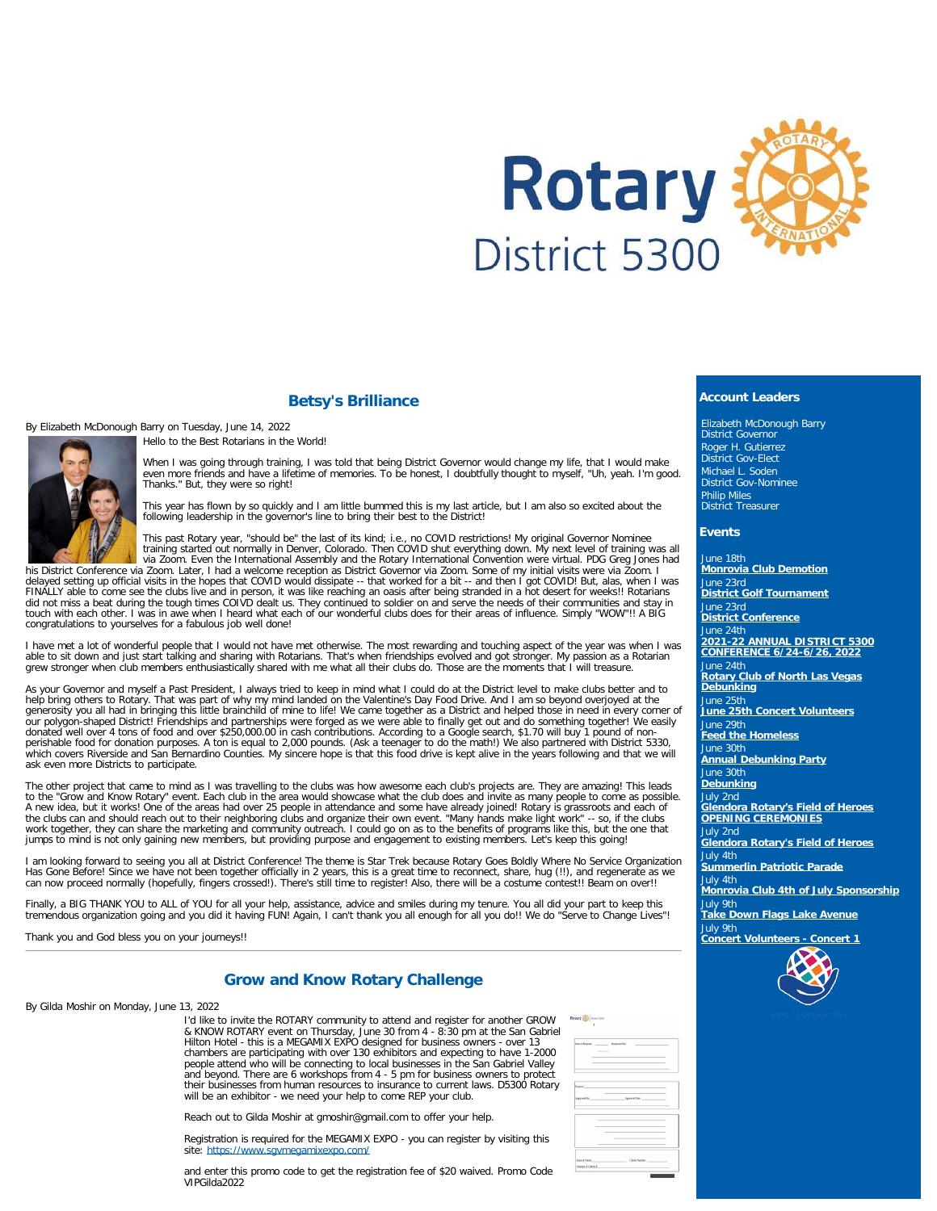# Betsy's Brilliance

By Elizabeth McDonough Barry on Tuesday, June 14, 2022

Hello to the Best Rotarians in the World!

When I was going through training, I was told that being District Governor would change my life, that I would make even more friends and have a lifetime of memories. To be honest, I doubtfully thought to myself, "Uh, yeah. I'm good. Thanks." But, they were so right!

This year has flown by so quickly and I am little bummed this is my last article, but I am also so excited about the following leadership in the governor's line to bring their best to the District!

This past Rotary year, "should be" the last of its kind; i.e., no COVID restrictions! My original Governor Nominee training started out normally in Denver, Colorado. Then COVID shut everything down. My next level of training was all via Zoom. Even the International Assembly and the Rotary International Convention were virtual. PDG Greg Jones had his District Conference via Zoom. Later, I had a welcome reception as District Governor via Zoom. Some of my initial visits were via Zoom. I delayed setting up official visits in the hopes that COVID would dissipate -- that worked for a bit -- and then I got COVID! But, alas, when I was FINALLY able to come see the clubs live and in person, it was like reaching an oasis after being stranded in a hot desert for weeks!! Rotarians did not miss a beat during the tough times COIVD dealt us. They continued to soldier on and serve the needs of their communities and stay in touch with each other. I was in awe when I heard what each of our wonderful clubs does for their areas of influence. Simply "WOW"!! A BIG congratulations to yourselves for a fabulous job well done!

I have met a lot of wonderful people that I would not have met otherwise. The most rewarding and touching aspect of the year was when I was able to sit down and just start talking and sharing with Rotarians. That's when friendships evolved and got stronger. My passion as a Rotarian grew stronger when club members enthusiastically shared with me what all their clubs do. Those are the moments that I will treasure.

As your Governor and myself a Past President, I always tried to keep in mind what I could do at the District level to make clubs better and to help bring others to Rotary. That was part of why my mind landed on the Valentine's Day Food Drive. And I am so beyond overjoyed at the generosity you all had in bringing this little brainchild of mine to life! We came together as a District and helped those in need in every corner of our polygon-shaped District! Friendships and partnerships were forged as we were able to finally get out and do something together! We easily donated well over 4 tons of food and over $250,000.00 in cash contributions. According to a Google search, $1.70 will buy 1 pound of non-perishable food for donation purposes. A ton is equal to 2,000 pounds. (Ask a teenager to do the math!) We also partnered with District 5330, which covers Riverside and San Bernardino Counties. My sincere hope is that this food drive is kept alive in the years following and that we will ask even more Districts to participate.

The other project that came to mind as I was travelling to the clubs was how awesome each club's projects are. They are amazing! This leads to the "Grow and Know Rotary" event. Each club in the area would showcase what the club does and invite as many people to come as possible. A new idea, but it works! One of the areas had over 25 people in attendance and some have already joined! Rotary is grassroots and each of the clubs can and should reach out to their neighboring clubs and organize their own event. "Many hands make light work" -- so, if the clubs work together, they can share the marketing and community outreach. I could go on as to the benefits of programs like this, but the one that jumps to mind is not only gaining new members, but providing purpose and engagement to existing members. Let's keep this going!

I am looking forward to seeing you all at District Conference! The theme is Star Trek because Rotary Goes Boldly Where No Service Organization Has Gone Before! Since we have not been together officially in 2 years, this is a great time to reconnect, share, hug (!!), and regenerate as we can now proceed normally (hopefully, fingers crossed!). There's still time to register! Also, there will be a costume contest!! Beam on over!!

Finally, a BIG THANK YOU to ALL of YOU for all your help, assistance, advice and smiles during my tenure. You all did your part to keep this tremendous organization going and you did it having FUN! Again, I can't thank you all enough for all you do!! We do "Serve to Change Lives"!

Thank you and God bless you on your journeys!!

---

# Grow and Know Rotary Challenge

By Gilda Moshir on Monday, June 13, 2022

I'd like to invite the ROTARY community to attend and register for another GROW & KNOW ROTARY event on Thursday, June 30 from 4 - 8:30 pm at the San Gabriel Hilton Hotel - this is a MEGAMIX EXPO designed for business owners - over 13 chambers are participating with over 130 exhibitors and expecting to have 1-2000 people attend who will be connecting to local businesses in the San Gabriel Valley and beyond. There are 6 workshops from 4 - 5 pm for business owners to protect their businesses from human resources to insurance to current laws. D5300 Rotary will be an exhibitor - we need your help to come REP your club.

Reach out to Gilda Moshir at gmoshir@gmail.com to offer your help.

Registration is required for the MEGAMIX EXPO - you can register by visiting this site: https://www.sgvmegamixexpo.com/

and enter this promo code to get the registration fee of $20 waived. Promo Code VIPGilda2022

---

## Account Leaders

Elizabeth McDonough Barry
District Governor
Roger H. Gutierrez
District Gov-Elect
Michael L. Soden
District Gov-Nominee
Philip Miles
District Treasurer

## Events

June 18th
**Monrovia Club Demotion**
June 23rd
**District Golf Tournament**
June 23rd
**District Conference**
June 24th
**2021-22 ANNUAL DISTRICT 5300 CONFERENCE 6/24-6/26, 2022**
June 24th
**Rotary Club of North Las Vegas Debunking**
June 25th
**June 25th Concert Volunteers**
June 29th
**Feed the Homeless**
June 30th
**Annual Debunking Party**
June 30th
**Debunking**
July 2nd
**Glendora Rotary's Field of Heroes OPENING CEREMONIES**
July 2nd
**Glendora Rotary's Field of Heroes**
July 4th
**Summerlin Patriotic Parade**
July 4th
**Monrovia Club 4th of July Sponsorship**
July 9th
**Take Down Flags Lake Avenue**
July 9th
**Concert Volunteers - Concert 1**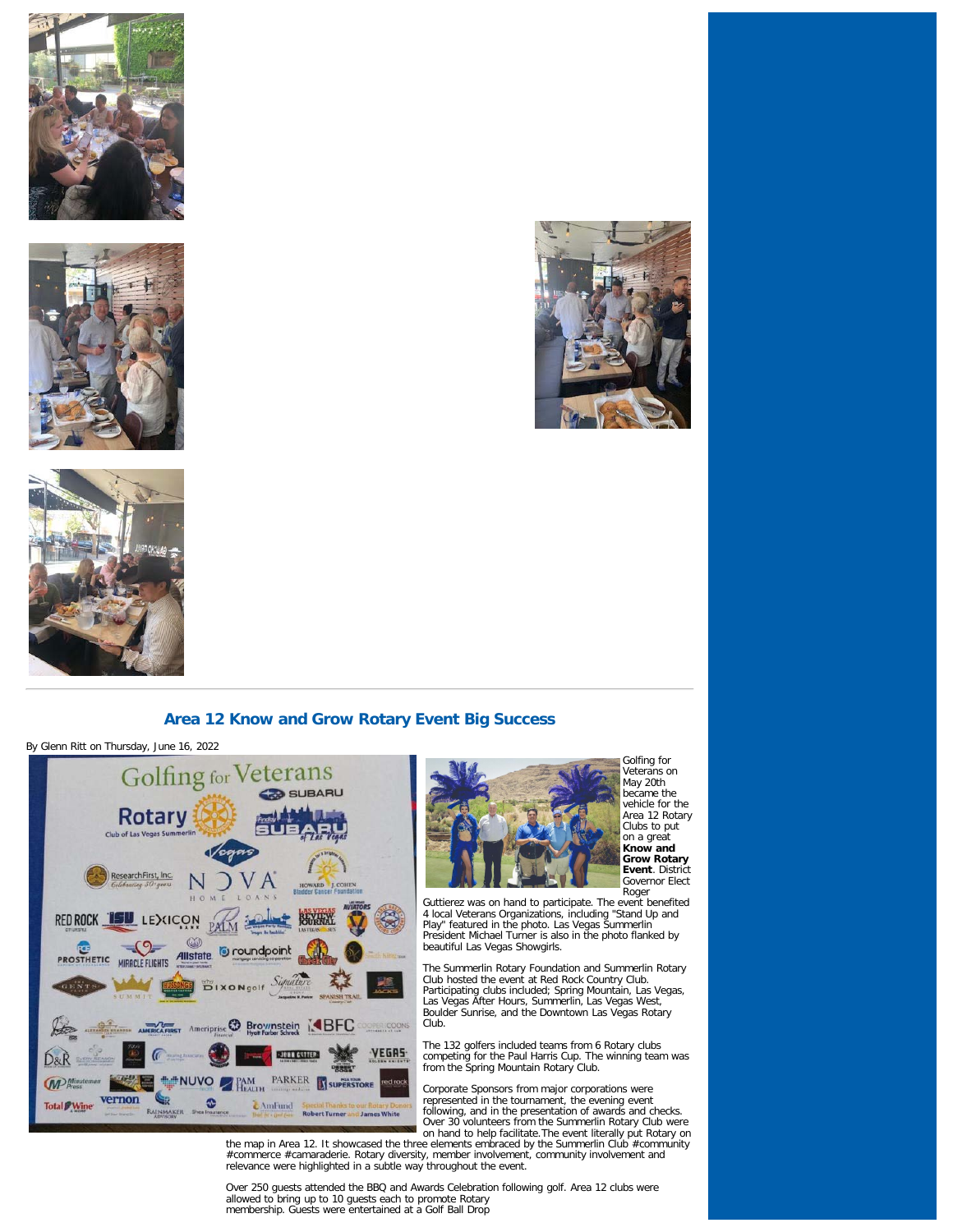## Area 12 Know and Grow Rotary Event Big Success

By Glenn Ritt on Thursday, June 16, 2022

Golfing for Veterans on May 20th became the vehicle for the Area 12 Rotary Clubs to put on a great **Know and Grow Rotary Event**. District Governor Elect Roger Guttierez was on hand to participate. The event benefited 4 local Veterans Organizations, including "Stand Up and Play" featured in the photo. Las Vegas Summerlin President Michael Turner is also in the photo flanked by beautiful Las Vegas Showgirls.

The Summerlin Rotary Foundation and Summerlin Rotary Club hosted the event at Red Rock Country Club. Participating clubs included; Spring Mountain, Las Vegas, Las Vegas After Hours, Summerlin, Las Vegas West, Boulder Sunrise, and the Downtown Las Vegas Rotary Club.

The 132 golfers included teams from 6 Rotary clubs competing for the Paul Harris Cup. The winning team was from the Spring Mountain Rotary Club.

Corporate Sponsors from major corporations were represented in the tournament, the evening event following, and in the presentation of awards and checks. Over 30 volunteers from the Summerlin Rotary Club were on hand to help facilitate.The event literally put Rotary on the map in Area 12. It showcased the three elements embraced by the Summerlin Club #community #commerce #camaraderie. Rotary diversity, member involvement, community involvement and relevance were highlighted in a subtle way throughout the event.

Over 250 guests attended the BBQ and Awards Celebration following golf. Area 12 clubs were allowed to bring up to 10 guests each to promote Rotary membership. Guests were entertained at a Golf Ball Drop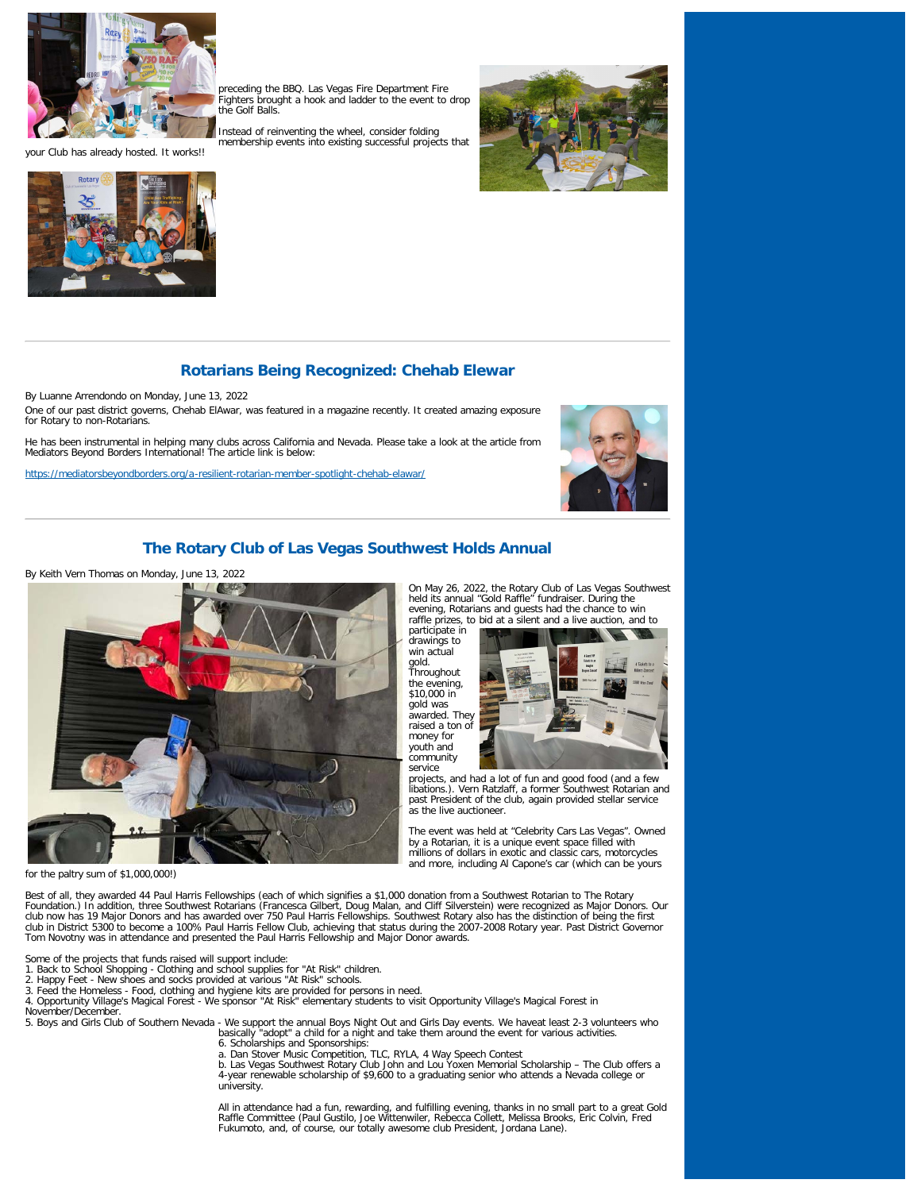preceding the BBQ. Las Vegas Fire Department Fire Fighters brought a hook and ladder to the event to drop the Golf Balls.

Instead of reinventing the wheel, consider folding membership events into existing successful projects that your Club has already hosted. It works!!

---

## Rotarians Being Recognized: Chehab Elewar

By Luanne Arrendondo on Monday, June 13, 2022

One of our past district governs, Chehab ElAwar, was featured in a magazine recently. It created amazing exposure for Rotary to non-Rotarians.

He has been instrumental in helping many clubs across California and Nevada. Please take a look at the article from Mediators Beyond Borders International! The article link is below:

https://mediatorsbeyondborders.org/a-resilient-rotarian-member-spotlight-chehab-elawar/

---

## The Rotary Club of Las Vegas Southwest Holds Annual

By Keith Vern Thomas on Monday, June 13, 2022

On May 26, 2022, the Rotary Club of Las Vegas Southwest held its annual "Gold Raffle" fundraiser. During the evening, Rotarians and guests had the chance to win raffle prizes, to bid at a silent and a live auction, and to participate in drawings to win actual gold. Throughout the evening, $10,000 in gold was awarded. They raised a ton of money for youth and community service projects, and had a lot of fun and good food (and a few libations.). Vern Ratzlaff, a former Southwest Rotarian and past President of the club, again provided stellar service as the live auctioneer.

The event was held at "Celebrity Cars Las Vegas". Owned by a Rotarian, it is a unique event space filled with millions of dollars in exotic and classic cars, motorcycles and more, including Al Capone's car (which can be yours for the paltry sum of $1,000,000!)

Best of all, they awarded 44 Paul Harris Fellowships (each of which signifies a $1,000 donation from a Southwest Rotarian to The Rotary Foundation.) In addition, three Southwest Rotarians (Francesca Gilbert, Doug Malan, and Cliff Silverstein) were recognized as Major Donors. Our club now has 19 Major Donors and has awarded over 750 Paul Harris Fellowships. Southwest Rotary also has the distinction of being the first club in District 5300 to become a 100% Paul Harris Fellow Club, achieving that status during the 2007-2008 Rotary year. Past District Governor Tom Novotny was in attendance and presented the Paul Harris Fellowship and Major Donor awards.

Some of the projects that funds raised will support include:

1. Back to School Shopping - Clothing and school supplies for "At Risk" children.
2. Happy Feet - New shoes and socks provided at various "At Risk" schools.
3. Feed the Homeless - Food, clothing and hygiene kits are provided for persons in need.
4. Opportunity Village's Magical Forest - We sponsor "At Risk" elementary students to visit Opportunity Village's Magical Forest in November/December.
5. Boys and Girls Club of Southern Nevada - We support the annual Boys Night Out and Girls Day events. We haveat least 2-3 volunteers who basically "adopt" a child for a night and take them around the event for various activities.
6. Scholarships and Sponsorships:
   a. Dan Stover Music Competition, TLC, RYLA, 4 Way Speech Contest
   b. Las Vegas Southwest Rotary Club John and Lou Yoxen Memorial Scholarship – The Club offers a 4-year renewable scholarship of $9,600 to a graduating senior who attends a Nevada college or university.

All in attendance had a fun, rewarding, and fulfilling evening, thanks in no small part to a great Gold Raffle Committee (Paul Gustilo, Joe Wittenwiler, Rebecca Collett, Melissa Brooks, Eric Colvin, Fred Fukumoto, and, of course, our totally awesome club President, Jordana Lane).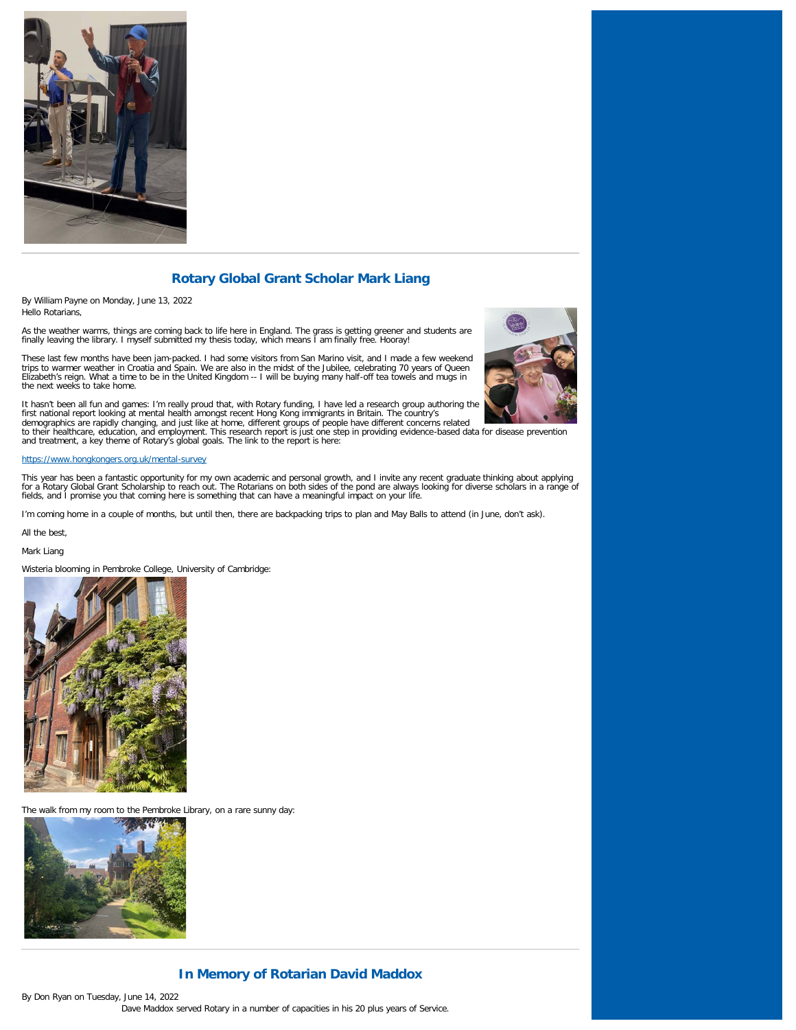## Rotary Global Grant Scholar Mark Liang

By William Payne on Monday, June 13, 2022

Hello Rotarians,

As the weather warms, things are coming back to life here in England. The grass is getting greener and students are finally leaving the library. I myself submitted my thesis today, which means I am finally free. Hooray!

These last few months have been jam-packed. I had some visitors from San Marino visit, and I made a few weekend trips to warmer weather in Croatia and Spain. We are also in the midst of the Jubilee, celebrating 70 years of Queen Elizabeth's reign. What a time to be in the United Kingdom -- I will be buying many half-off tea towels and mugs in the next weeks to take home.

It hasn't been all fun and games: I'm really proud that, with Rotary funding, I have led a research group authoring the first national report looking at mental health amongst recent Hong Kong immigrants in Britain. The country's demographics are rapidly changing, and just like at home, different groups of people have different concerns related to their healthcare, education, and employment. This research report is just one step in providing evidence-based data for disease prevention and treatment, a key theme of Rotary's global goals. The link to the report is here:

https://www.hongkongers.org.uk/mental-survey

This year has been a fantastic opportunity for my own academic and personal growth, and I invite any recent graduate thinking about applying for a Rotary Global Grant Scholarship to reach out. The Rotarians on both sides of the pond are always looking for diverse scholars in a range of fields, and I promise you that coming here is something that can have a meaningful impact on your life.

I'm coming home in a couple of months, but until then, there are backpacking trips to plan and May Balls to attend (in June, don't ask).

All the best,

Mark Liang

Wisteria blooming in Pembroke College, University of Cambridge:

The walk from my room to the Pembroke Library, on a rare sunny day:

## In Memory of Rotarian David Maddox

By Don Ryan on Tuesday, June 14, 2022

Dave Maddox served Rotary in a number of capacities in his 20 plus years of Service.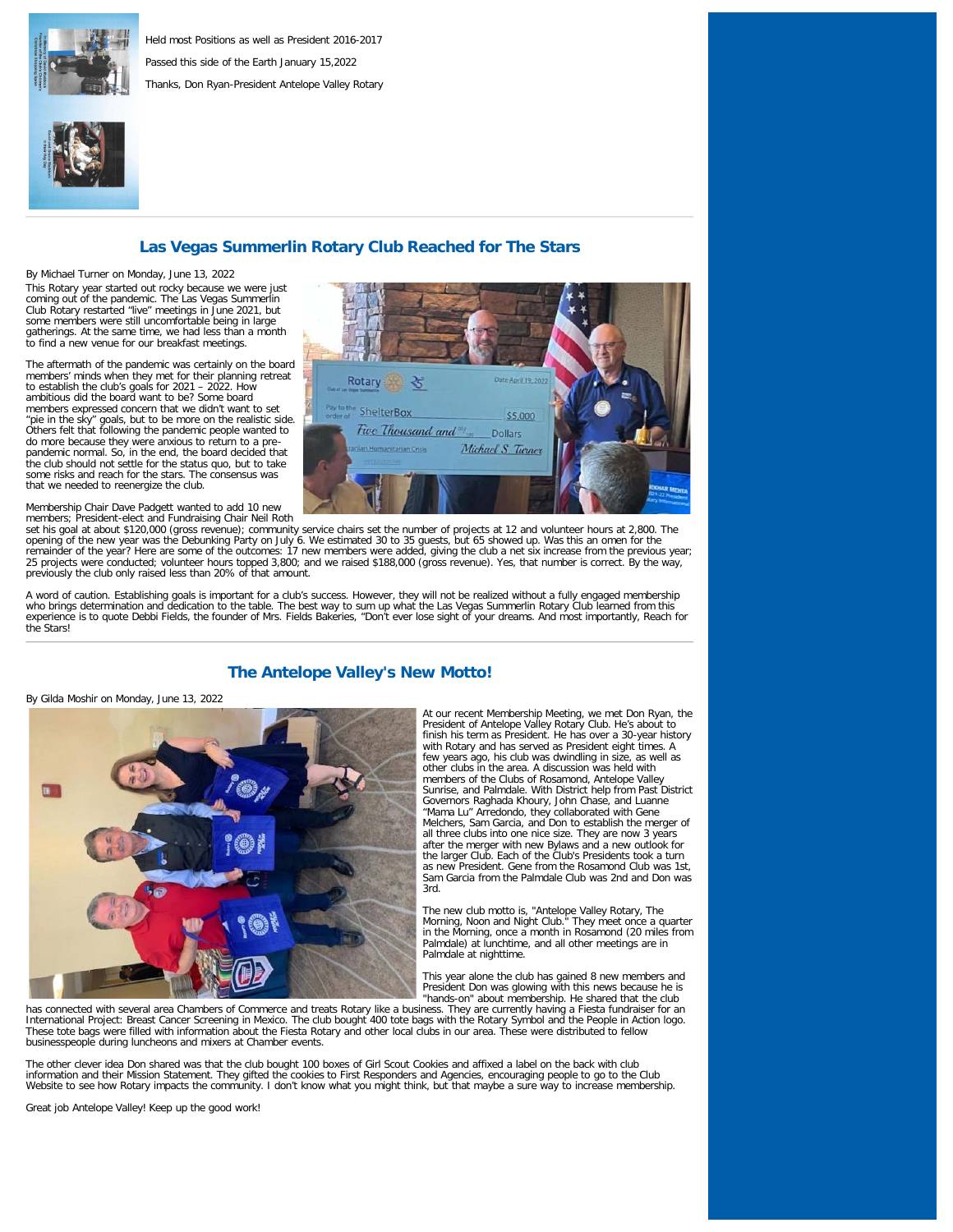Held most Positions as well as President 2016-2017

Passed this side of the Earth January 15,2022

Thanks, Don Ryan-President Antelope Valley Rotary

## Las Vegas Summerlin Rotary Club Reached for The Stars

By Michael Turner on Monday, June 13, 2022

This Rotary year started out rocky because we were just coming out of the pandemic. The Las Vegas Summerlin Club Rotary restarted "live" meetings in June 2021, but some members were still uncomfortable being in large gatherings. At the same time, we had less than a month to find a new venue for our breakfast meetings.

The aftermath of the pandemic was certainly on the board members' minds when they met for their planning retreat to establish the club's goals for 2021 – 2022. How ambitious did the board want to be? Some board members expressed concern that we didn't want to set "pie in the sky" goals, but to be more on the realistic side. Others felt that following the pandemic people wanted to do more because they were anxious to return to a pre-pandemic normal. So, in the end, the board decided that the club should not settle for the status quo, but to take some risks and reach for the stars. The consensus was that we needed to reenergize the club.

Membership Chair Dave Padgett wanted to add 10 new members; President-elect and Fundraising Chair Neil Roth set his goal at about $120,000 (gross revenue); community service chairs set the number of projects at 12 and volunteer hours at 2,800. The opening of the new year was the Debunking Party on July 6. We estimated 30 to 35 guests, but 65 showed up. Was this an omen for the remainder of the year? Here are some of the outcomes: 17 new members were added, giving the club a net six increase from the previous year; 25 projects were conducted; volunteer hours topped 3,800; and we raised $188,000 (gross revenue). Yes, that number is correct. By the way, previously the club only raised less than 20% of that amount.

A word of caution. Establishing goals is important for a club's success. However, they will not be realized without a fully engaged membership who brings determination and dedication to the table. The best way to sum up what the Las Vegas Summerlin Rotary Club learned from this experience is to quote Debbi Fields, the founder of Mrs. Fields Bakeries, "Don't ever lose sight of your dreams. And most importantly, Reach for the Stars!

## The Antelope Valley's New Motto!

By Gilda Moshir on Monday, June 13, 2022

At our recent Membership Meeting, we met Don Ryan, the President of Antelope Valley Rotary Club. He's about to finish his term as President. He has over a 30-year history with Rotary and has served as President eight times. A few years ago, his club was dwindling in size, as well as other clubs in the area. A discussion was held with members of the Clubs of Rosamond, Antelope Valley Sunrise, and Palmdale. With District help from Past District Governors Raghada Khoury, John Chase, and Luanne "Mama Lu" Arredondo, they collaborated with Gene Melchers, Sam Garcia, and Don to establish the merger of all three clubs into one nice size. They are now 3 years after the merger with new Bylaws and a new outlook for the larger Club. Each of the Club's Presidents took a turn as new President. Gene from the Rosamond Club was 1st, Sam Garcia from the Palmdale Club was 2nd and Don was 3rd.

The new club motto is, "Antelope Valley Rotary, The Morning, Noon and Night Club." They meet once a quarter in the Morning, once a month in Rosamond (20 miles from Palmdale) at lunchtime, and all other meetings are in Palmdale at nighttime.

This year alone the club has gained 8 new members and President Don was glowing with this news because he is "hands-on" about membership. He shared that the club has connected with several area Chambers of Commerce and treats Rotary like a business. They are currently having a Fiesta fundraiser for an International Project: Breast Cancer Screening in Mexico. The club bought 400 tote bags with the Rotary Symbol and the People in Action logo. These tote bags were filled with information about the Fiesta Rotary and other local clubs in our area. These were distributed to fellow businesspeople during luncheons and mixers at Chamber events.

The other clever idea Don shared was that the club bought 100 boxes of Girl Scout Cookies and affixed a label on the back with club information and their Mission Statement. They gifted the cookies to First Responders and Agencies, encouraging people to go to the Club Website to see how Rotary impacts the community. I don't know what you might think, but that maybe a sure way to increase membership.

Great job Antelope Valley! Keep up the good work!